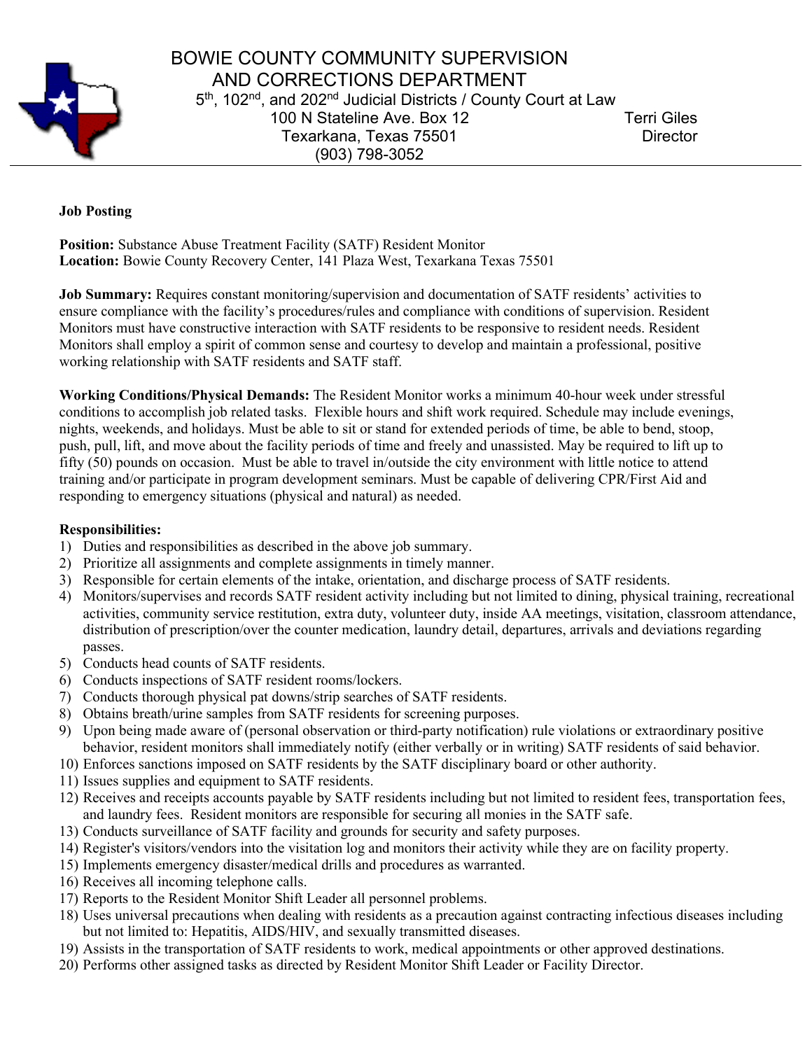# BOWIE COUNTY COMMUNITY SUPERVISION AND CORRECTIONS DEPARTMENT

5th, 102nd, and 202nd Judicial Districts / County Court at Law
100 N Stateline Ave. Box 12
Texarkana, Texas 75501
(903) 798-3052

Terri Giles
Director

**Job Posting**

**Position:** Substance Abuse Treatment Facility (SATF) Resident Monitor
**Location:** Bowie County Recovery Center, 141 Plaza West, Texarkana Texas 75501

**Job Summary:** Requires constant monitoring/supervision and documentation of SATF residents' activities to ensure compliance with the facility's procedures/rules and compliance with conditions of supervision. Resident Monitors must have constructive interaction with SATF residents to be responsive to resident needs. Resident Monitors shall employ a spirit of common sense and courtesy to develop and maintain a professional, positive working relationship with SATF residents and SATF staff.

**Working Conditions/Physical Demands:** The Resident Monitor works a minimum 40-hour week under stressful conditions to accomplish job related tasks. Flexible hours and shift work required. Schedule may include evenings, nights, weekends, and holidays. Must be able to sit or stand for extended periods of time, be able to bend, stoop, push, pull, lift, and move about the facility periods of time and freely and unassisted. May be required to lift up to fifty (50) pounds on occasion. Must be able to travel in/outside the city environment with little notice to attend training and/or participate in program development seminars. Must be capable of delivering CPR/First Aid and responding to emergency situations (physical and natural) as needed.

**Responsibilities:**

1) Duties and responsibilities as described in the above job summary.
2) Prioritize all assignments and complete assignments in timely manner.
3) Responsible for certain elements of the intake, orientation, and discharge process of SATF residents.
4) Monitors/supervises and records SATF resident activity including but not limited to dining, physical training, recreational activities, community service restitution, extra duty, volunteer duty, inside AA meetings, visitation, classroom attendance, distribution of prescription/over the counter medication, laundry detail, departures, arrivals and deviations regarding passes.
5) Conducts head counts of SATF residents.
6) Conducts inspections of SATF resident rooms/lockers.
7) Conducts thorough physical pat downs/strip searches of SATF residents.
8) Obtains breath/urine samples from SATF residents for screening purposes.
9) Upon being made aware of (personal observation or third-party notification) rule violations or extraordinary positive behavior, resident monitors shall immediately notify (either verbally or in writing) SATF residents of said behavior.
10) Enforces sanctions imposed on SATF residents by the SATF disciplinary board or other authority.
11) Issues supplies and equipment to SATF residents.
12) Receives and receipts accounts payable by SATF residents including but not limited to resident fees, transportation fees, and laundry fees. Resident monitors are responsible for securing all monies in the SATF safe.
13) Conducts surveillance of SATF facility and grounds for security and safety purposes.
14) Register's visitors/vendors into the visitation log and monitors their activity while they are on facility property.
15) Implements emergency disaster/medical drills and procedures as warranted.
16) Receives all incoming telephone calls.
17) Reports to the Resident Monitor Shift Leader all personnel problems.
18) Uses universal precautions when dealing with residents as a precaution against contracting infectious diseases including but not limited to: Hepatitis, AIDS/HIV, and sexually transmitted diseases.
19) Assists in the transportation of SATF residents to work, medical appointments or other approved destinations.
20) Performs other assigned tasks as directed by Resident Monitor Shift Leader or Facility Director.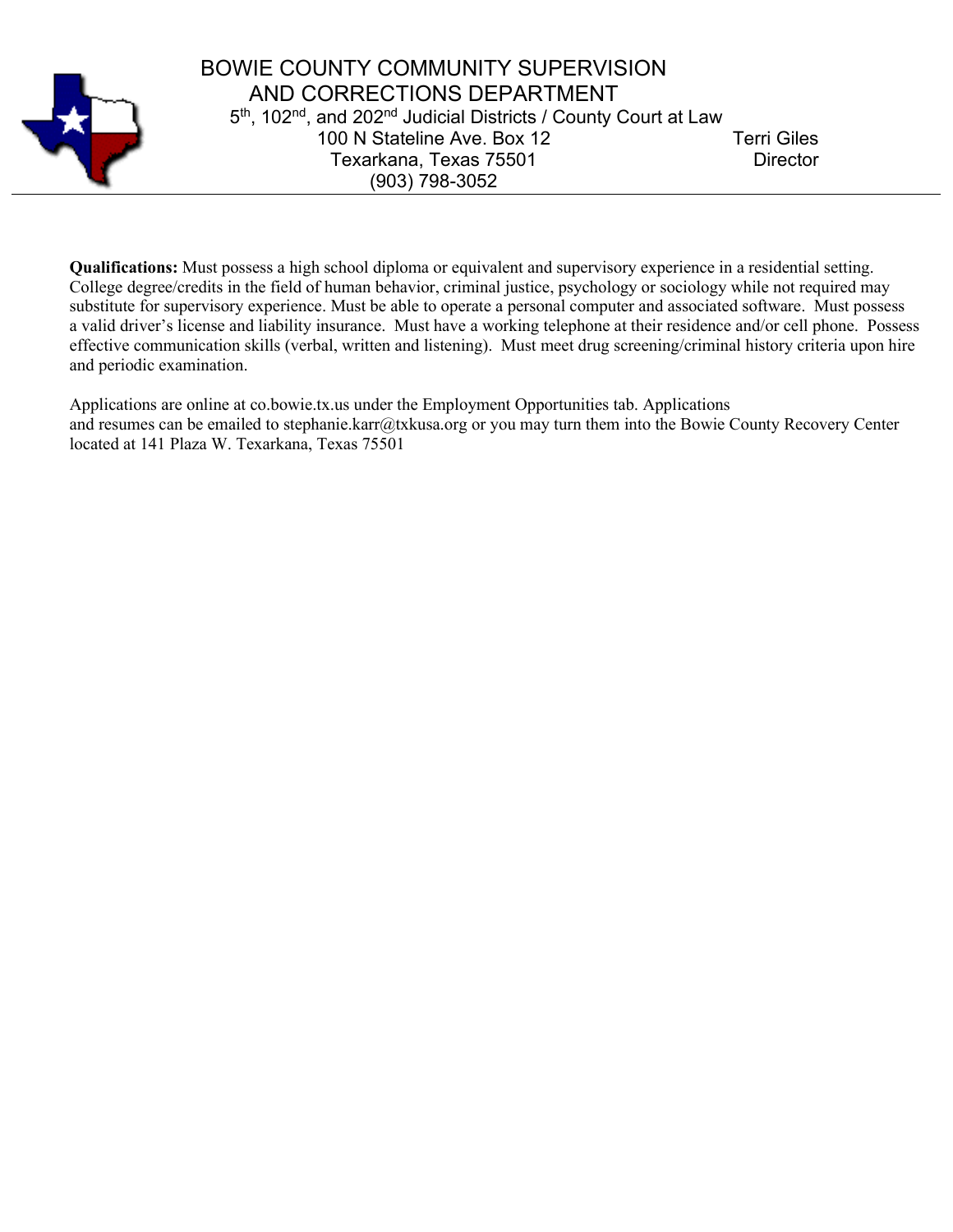# BOWIE COUNTY COMMUNITY SUPERVISION AND CORRECTIONS DEPARTMENT

5th, 102nd, and 202nd Judicial Districts / County Court at Law
100 N Stateline Ave. Box 12
Texarkana, Texas 75501
(903) 798-3052

Terri Giles
Director

**Qualifications:** Must possess a high school diploma or equivalent and supervisory experience in a residential setting. College degree/credits in the field of human behavior, criminal justice, psychology or sociology while not required may substitute for supervisory experience. Must be able to operate a personal computer and associated software. Must possess a valid driver's license and liability insurance. Must have a working telephone at their residence and/or cell phone. Possess effective communication skills (verbal, written and listening). Must meet drug screening/criminal history criteria upon hire and periodic examination.

Applications are online at co.bowie.tx.us under the Employment Opportunities tab. Applications and resumes can be emailed to stephanie.karr@txkusa.org or you may turn them into the Bowie County Recovery Center located at 141 Plaza W. Texarkana, Texas 75501